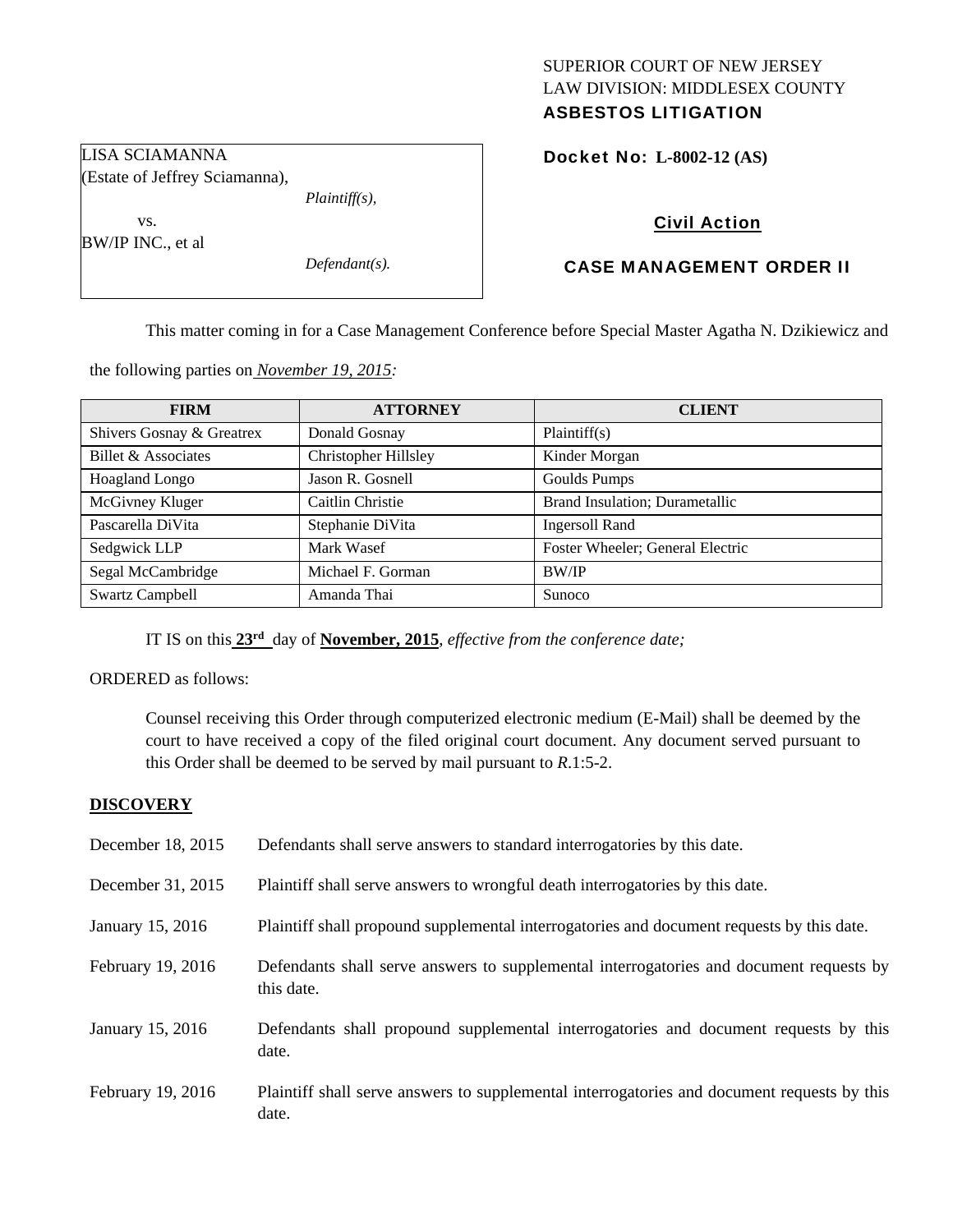SUPERIOR COURT OF NEW JERSEY
LAW DIVISION: MIDDLESEX COUNTY
**ASBESTOS LITIGATION**

LISA SCIAMANNA
(Estate of Jeffrey Sciamanna),
*Plaintiff(s),*

vs.

BW/IP INC., et al
*Defendant(s).*

**Docket No: L-8002-12 (AS)**

**Civil Action**

**CASE MANAGEMENT ORDER II**

This matter coming in for a Case Management Conference before Special Master Agatha N. Dzikiewicz and the following parties on *November 19, 2015:*

| FIRM | ATTORNEY | CLIENT |
|---|---|---|
| Shivers Gosnay & Greatrex | Donald Gosnay | Plaintiff(s) |
| Billet & Associates | Christopher Hillsley | Kinder Morgan |
| Hoagland Longo | Jason R. Gosnell | Goulds Pumps |
| McGivney Kluger | Caitlin Christie | Brand Insulation; Durametallic |
| Pascarella DiVita | Stephanie DiVita | Ingersoll Rand |
| Sedgwick LLP | Mark Wasef | Foster Wheeler; General Electric |
| Segal McCambridge | Michael F. Gorman | BW/IP |
| Swartz Campbell | Amanda Thai | Sunoco |

IT IS on this **23rd** day of **November, 2015**, *effective from the conference date;*

ORDERED as follows:

Counsel receiving this Order through computerized electronic medium (E-Mail) shall be deemed by the court to have received a copy of the filed original court document. Any document served pursuant to this Order shall be deemed to be served by mail pursuant to *R*.1:5-2.

**DISCOVERY**

December 18, 2015 — Defendants shall serve answers to standard interrogatories by this date.

December 31, 2015 — Plaintiff shall serve answers to wrongful death interrogatories by this date.

January 15, 2016 — Plaintiff shall propound supplemental interrogatories and document requests by this date.

February 19, 2016 — Defendants shall serve answers to supplemental interrogatories and document requests by this date.

January 15, 2016 — Defendants shall propound supplemental interrogatories and document requests by this date.

February 19, 2016 — Plaintiff shall serve answers to supplemental interrogatories and document requests by this date.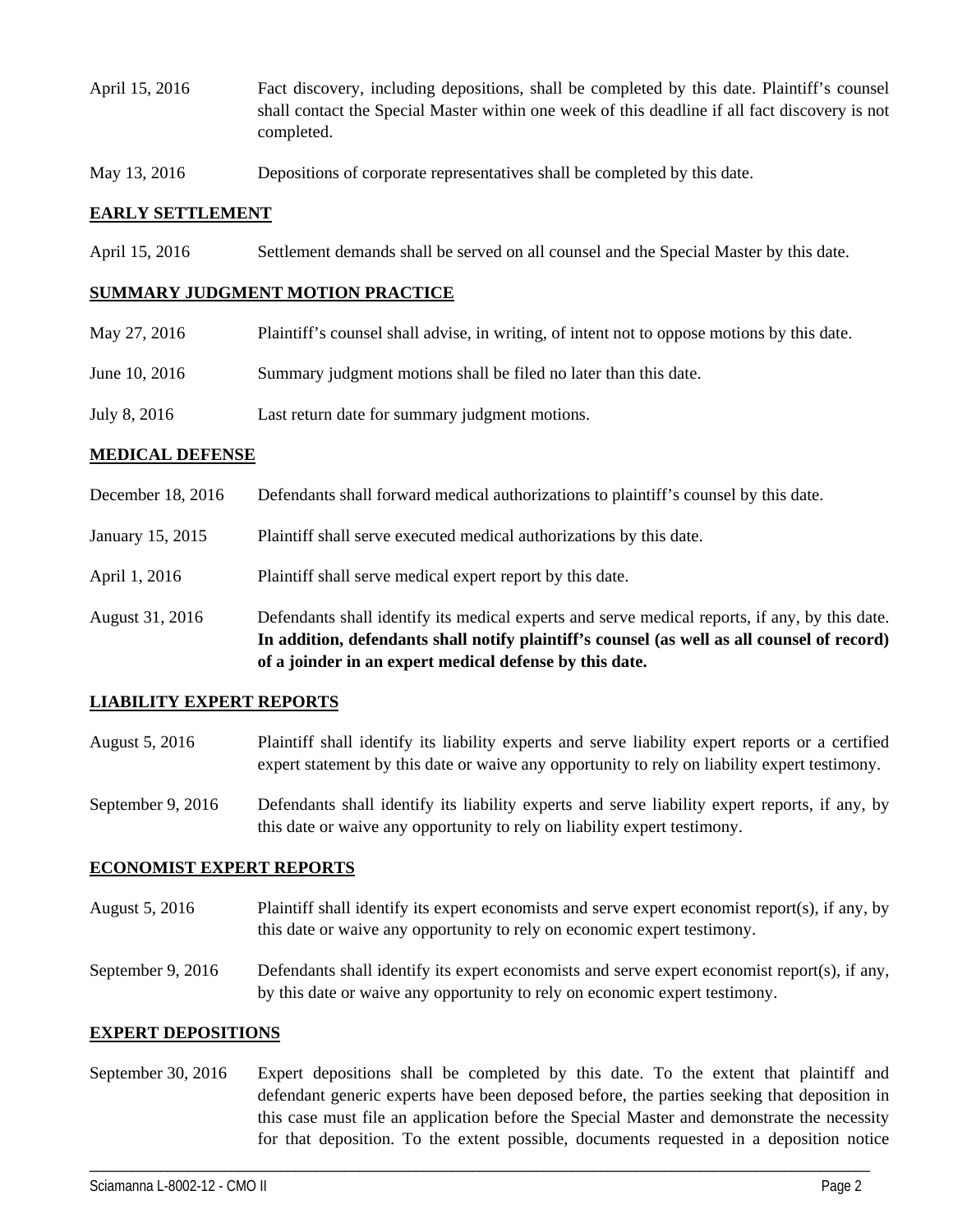| | |
|---|---|
| April 15, 2016 | Fact discovery, including depositions, shall be completed by this date. Plaintiff's counsel shall contact the Special Master within one week of this deadline if all fact discovery is not completed. |
| May 13, 2016 | Depositions of corporate representatives shall be completed by this date. |

**EARLY SETTLEMENT**

| | |
|---|---|
| April 15, 2016 | Settlement demands shall be served on all counsel and the Special Master by this date. |

**SUMMARY JUDGMENT MOTION PRACTICE**

| | |
|---|---|
| May 27, 2016 | Plaintiff's counsel shall advise, in writing, of intent not to oppose motions by this date. |
| June 10, 2016 | Summary judgment motions shall be filed no later than this date. |
| July 8, 2016 | Last return date for summary judgment motions. |

**MEDICAL DEFENSE**

| | |
|---|---|
| December 18, 2016 | Defendants shall forward medical authorizations to plaintiff's counsel by this date. |
| January 15, 2015 | Plaintiff shall serve executed medical authorizations by this date. |
| April 1, 2016 | Plaintiff shall serve medical expert report by this date. |
| August 31, 2016 | Defendants shall identify its medical experts and serve medical reports, if any, by this date. **In addition, defendants shall notify plaintiff's counsel (as well as all counsel of record) of a joinder in an expert medical defense by this date.** |

**LIABILITY EXPERT REPORTS**

| | |
|---|---|
| August 5, 2016 | Plaintiff shall identify its liability experts and serve liability expert reports or a certified expert statement by this date or waive any opportunity to rely on liability expert testimony. |
| September 9, 2016 | Defendants shall identify its liability experts and serve liability expert reports, if any, by this date or waive any opportunity to rely on liability expert testimony. |

**ECONOMIST EXPERT REPORTS**

| | |
|---|---|
| August 5, 2016 | Plaintiff shall identify its expert economists and serve expert economist report(s), if any, by this date or waive any opportunity to rely on economic expert testimony. |
| September 9, 2016 | Defendants shall identify its expert economists and serve expert economist report(s), if any, by this date or waive any opportunity to rely on economic expert testimony. |

**EXPERT DEPOSITIONS**

| | |
|---|---|
| September 30, 2016 | Expert depositions shall be completed by this date. To the extent that plaintiff and defendant generic experts have been deposed before, the parties seeking that deposition in this case must file an application before the Special Master and demonstrate the necessity for that deposition. To the extent possible, documents requested in a deposition notice |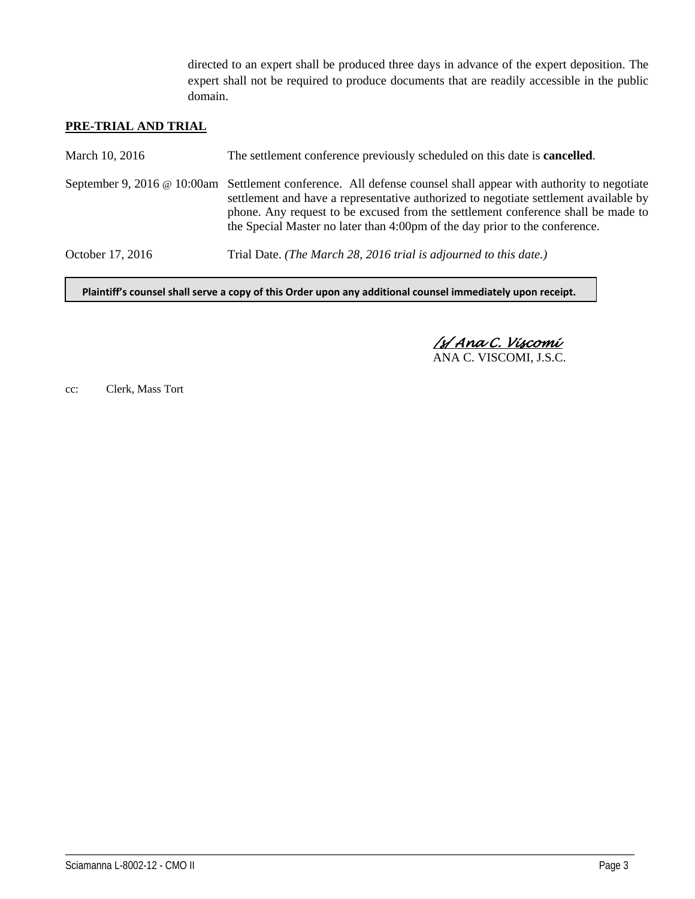directed to an expert shall be produced three days in advance of the expert deposition. The expert shall not be required to produce documents that are readily accessible in the public domain.

**PRE-TRIAL AND TRIAL**

| | |
|---|---|
| March 10, 2016 | The settlement conference previously scheduled on this date is **cancelled**. |
| September 9, 2016 @ 10:00am | Settlement conference. All defense counsel shall appear with authority to negotiate settlement and have a representative authorized to negotiate settlement available by phone. Any request to be excused from the settlement conference shall be made to the Special Master no later than 4:00pm of the day prior to the conference. |
| October 17, 2016 | Trial Date. *(The March 28, 2016 trial is adjourned to this date.)* |

**Plaintiff's counsel shall serve a copy of this Order upon any additional counsel immediately upon receipt.**

/s/ Ana C. Viscomi
ANA C. VISCOMI, J.S.C.

cc: Clerk, Mass Tort